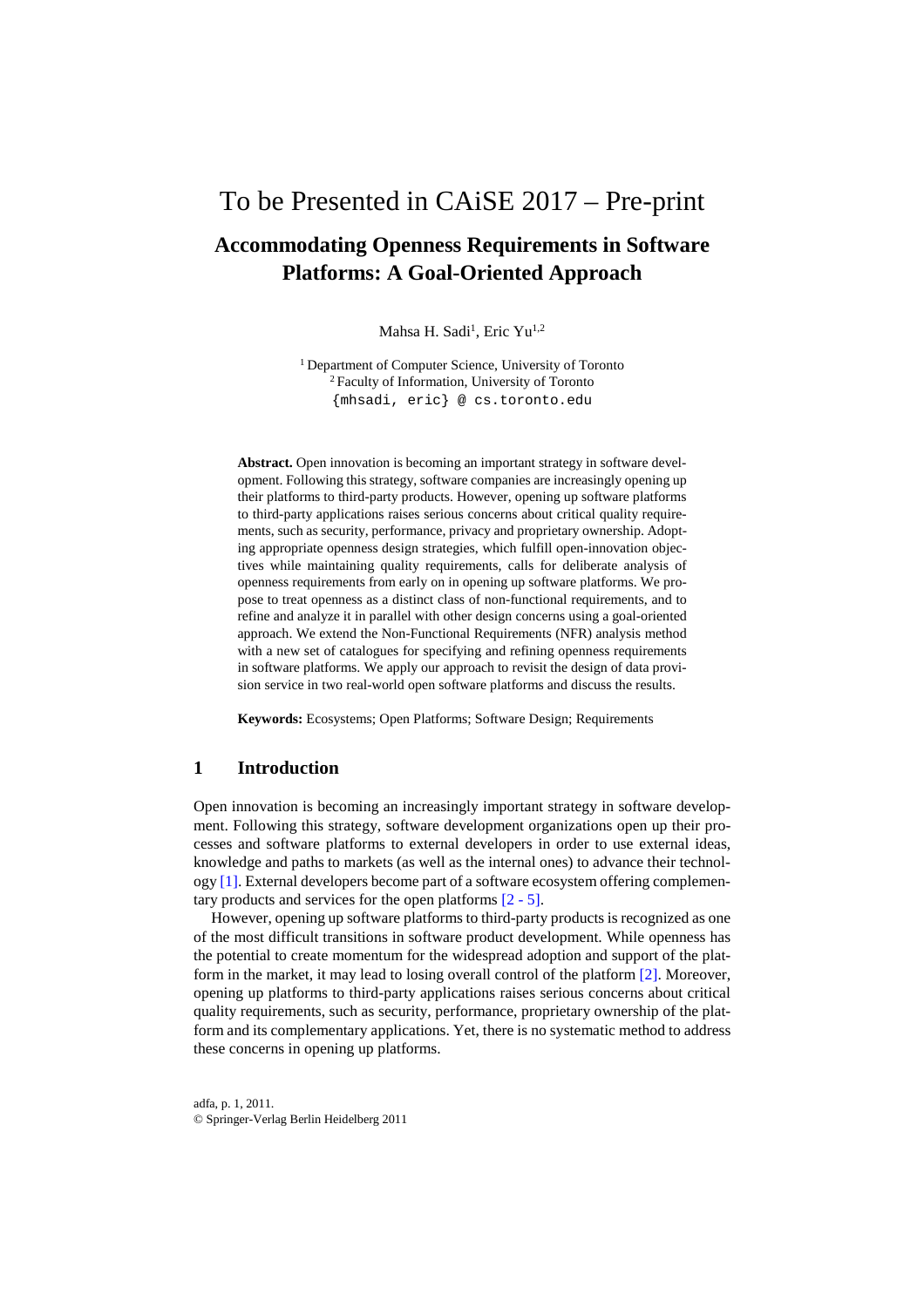# To be Presented in CAiSE 2017 – Pre-print

## Accommodating Openness Requirements in Software Platforms: A Goal-Oriented Approach

Mahsa H. Sadi[1], Eric Yu[1,2]

[1] Department of Computer Science, University of Toronto
[2] Faculty of Information, University of Toronto
{mhsadi, eric} @ cs.toronto.edu

**Abstract.** Open innovation is becoming an important strategy in software development. Following this strategy, software companies are increasingly opening up their platforms to third-party products. However, opening up software platforms to third-party applications raises serious concerns about critical quality requirements, such as security, performance, privacy and proprietary ownership. Adopting appropriate openness design strategies, which fulfill open-innovation objectives while maintaining quality requirements, calls for deliberate analysis of openness requirements from early on in opening up software platforms. We propose to treat openness as a distinct class of non-functional requirements, and to refine and analyze it in parallel with other design concerns using a goal-oriented approach. We extend the Non-Functional Requirements (NFR) analysis method with a new set of catalogues for specifying and refining openness requirements in software platforms. We apply our approach to revisit the design of data provision service in two real-world open software platforms and discuss the results.

**Keywords:** Ecosystems; Open Platforms; Software Design; Requirements

## 1 Introduction

Open innovation is becoming an increasingly important strategy in software development. Following this strategy, software development organizations open up their processes and software platforms to external developers in order to use external ideas, knowledge and paths to markets (as well as the internal ones) to advance their technology [1]. External developers become part of a software ecosystem offering complementary products and services for the open platforms [2 - 5].

However, opening up software platforms to third-party products is recognized as one of the most difficult transitions in software product development. While openness has the potential to create momentum for the widespread adoption and support of the platform in the market, it may lead to losing overall control of the platform [2]. Moreover, opening up platforms to third-party applications raises serious concerns about critical quality requirements, such as security, performance, proprietary ownership of the platform and its complementary applications. Yet, there is no systematic method to address these concerns in opening up platforms.

adfa, p. 1, 2011.
© Springer-Verlag Berlin Heidelberg 2011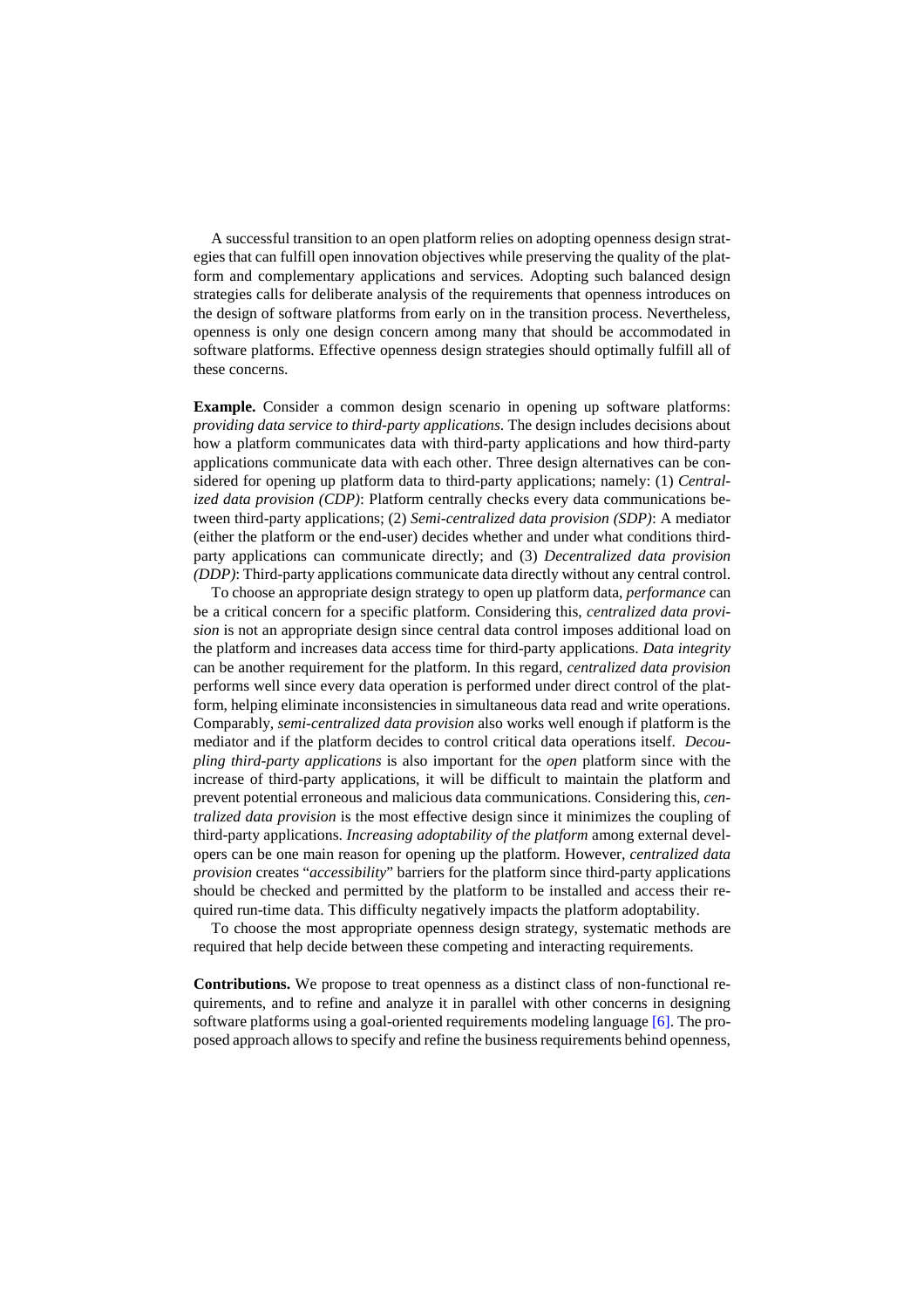A successful transition to an open platform relies on adopting openness design strategies that can fulfill open innovation objectives while preserving the quality of the platform and complementary applications and services. Adopting such balanced design strategies calls for deliberate analysis of the requirements that openness introduces on the design of software platforms from early on in the transition process. Nevertheless, openness is only one design concern among many that should be accommodated in software platforms. Effective openness design strategies should optimally fulfill all of these concerns.

**Example.** Consider a common design scenario in opening up software platforms: *providing data service to third-party applications*. The design includes decisions about how a platform communicates data with third-party applications and how third-party applications communicate data with each other. Three design alternatives can be considered for opening up platform data to third-party applications; namely: (1) *Centralized data provision (CDP)*: Platform centrally checks every data communications between third-party applications; (2) *Semi-centralized data provision (SDP)*: A mediator (either the platform or the end-user) decides whether and under what conditions third-party applications can communicate directly; and (3) *Decentralized data provision (DDP)*: Third-party applications communicate data directly without any central control.

To choose an appropriate design strategy to open up platform data, *performance* can be a critical concern for a specific platform. Considering this, *centralized data provision* is not an appropriate design since central data control imposes additional load on the platform and increases data access time for third-party applications. *Data integrity* can be another requirement for the platform. In this regard, *centralized data provision* performs well since every data operation is performed under direct control of the platform, helping eliminate inconsistencies in simultaneous data read and write operations. Comparably, *semi-centralized data provision* also works well enough if platform is the mediator and if the platform decides to control critical data operations itself. *Decoupling third-party applications* is also important for the *open* platform since with the increase of third-party applications, it will be difficult to maintain the platform and prevent potential erroneous and malicious data communications. Considering this, *centralized data provision* is the most effective design since it minimizes the coupling of third-party applications. *Increasing adoptability of the platform* among external developers can be one main reason for opening up the platform. However, *centralized data provision* creates "*accessibility*" barriers for the platform since third-party applications should be checked and permitted by the platform to be installed and access their required run-time data. This difficulty negatively impacts the platform adoptability.

To choose the most appropriate openness design strategy, systematic methods are required that help decide between these competing and interacting requirements.

**Contributions.** We propose to treat openness as a distinct class of non-functional requirements, and to refine and analyze it in parallel with other concerns in designing software platforms using a goal-oriented requirements modeling language [6]. The proposed approach allows to specify and refine the business requirements behind openness,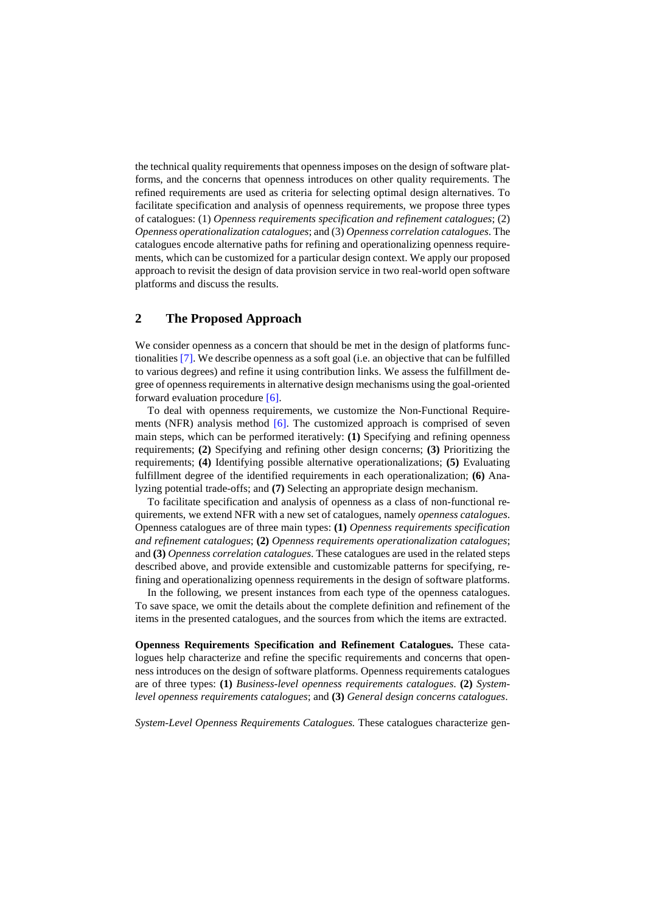the technical quality requirements that openness imposes on the design of software platforms, and the concerns that openness introduces on other quality requirements. The refined requirements are used as criteria for selecting optimal design alternatives. To facilitate specification and analysis of openness requirements, we propose three types of catalogues: (1) *Openness requirements specification and refinement catalogues*; (2) *Openness operationalization catalogues*; and (3) *Openness correlation catalogues*. The catalogues encode alternative paths for refining and operationalizing openness requirements, which can be customized for a particular design context. We apply our proposed approach to revisit the design of data provision service in two real-world open software platforms and discuss the results.

## 2 The Proposed Approach

We consider openness as a concern that should be met in the design of platforms functionalities [7]. We describe openness as a soft goal (i.e. an objective that can be fulfilled to various degrees) and refine it using contribution links. We assess the fulfillment degree of openness requirements in alternative design mechanisms using the goal-oriented forward evaluation procedure [6].

To deal with openness requirements, we customize the Non-Functional Requirements (NFR) analysis method [6]. The customized approach is comprised of seven main steps, which can be performed iteratively: **(1)** Specifying and refining openness requirements; **(2)** Specifying and refining other design concerns; **(3)** Prioritizing the requirements; **(4)** Identifying possible alternative operationalizations; **(5)** Evaluating fulfillment degree of the identified requirements in each operationalization; **(6)** Analyzing potential trade-offs; and **(7)** Selecting an appropriate design mechanism.

To facilitate specification and analysis of openness as a class of non-functional requirements, we extend NFR with a new set of catalogues, namely *openness catalogues*. Openness catalogues are of three main types: **(1)** *Openness requirements specification and refinement catalogues*; **(2)** *Openness requirements operationalization catalogues*; and **(3)** *Openness correlation catalogues*. These catalogues are used in the related steps described above, and provide extensible and customizable patterns for specifying, refining and operationalizing openness requirements in the design of software platforms.

In the following, we present instances from each type of the openness catalogues. To save space, we omit the details about the complete definition and refinement of the items in the presented catalogues, and the sources from which the items are extracted.

**Openness Requirements Specification and Refinement Catalogues.** These catalogues help characterize and refine the specific requirements and concerns that openness introduces on the design of software platforms. Openness requirements catalogues are of three types: **(1)** *Business-level openness requirements catalogues*. **(2)** *System-level openness requirements catalogues*; and **(3)** *General design concerns catalogues*.

*System-Level Openness Requirements Catalogues.* These catalogues characterize gen-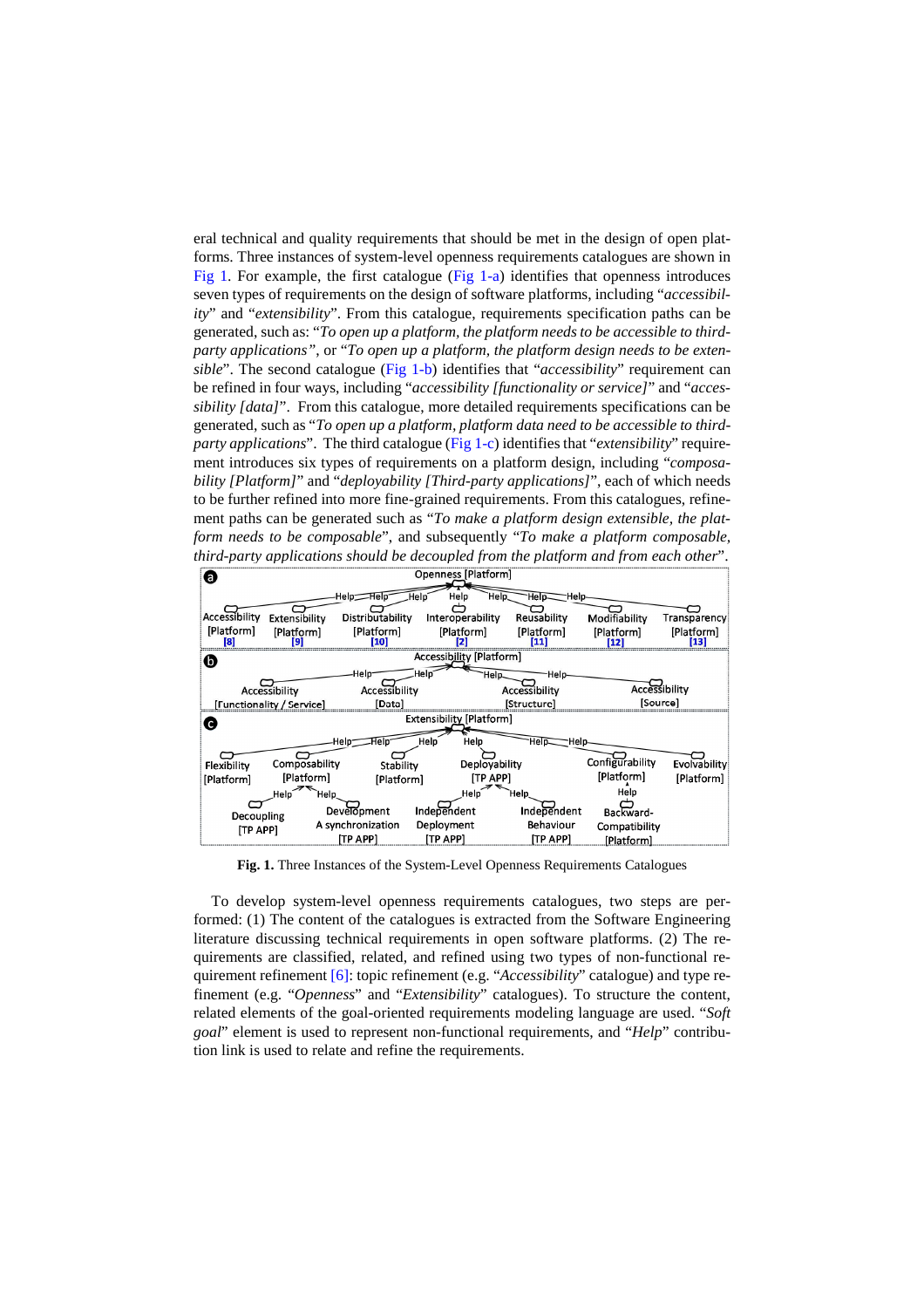eral technical and quality requirements that should be met in the design of open platforms. Three instances of system-level openness requirements catalogues are shown in Fig 1. For example, the first catalogue (Fig 1-a) identifies that openness introduces seven types of requirements on the design of software platforms, including "*accessibility*" and "*extensibility*". From this catalogue, requirements specification paths can be generated, such as: "*To open up a platform, the platform needs to be accessible to third-party applications"*, or "*To open up a platform, the platform design needs to be extensible*". The second catalogue (Fig 1-b) identifies that "*accessibility*" requirement can be refined in four ways, including "*accessibility [functionality or service]*" and "*accessibility [data]*". From this catalogue, more detailed requirements specifications can be generated, such as "*To open up a platform, platform data need to be accessible to third-party applications*". The third catalogue (Fig 1-c) identifies that "*extensibility*" requirement introduces six types of requirements on a platform design, including "*composability [Platform]*" and "*deployability [Third-party applications]*", each of which needs to be further refined into more fine-grained requirements. From this catalogues, refinement paths can be generated such as "*To make a platform design extensible, the platform needs to be composable*", and subsequently "*To make a platform composable, third-party applications should be decoupled from the platform and from each other*".

**Fig. 1.** Three Instances of the System-Level Openness Requirements Catalogues

To develop system-level openness requirements catalogues, two steps are performed: (1) The content of the catalogues is extracted from the Software Engineering literature discussing technical requirements in open software platforms. (2) The requirements are classified, related, and refined using two types of non-functional requirement refinement [6]: topic refinement (e.g. "*Accessibility*" catalogue) and type refinement (e.g. "*Openness*" and "*Extensibility*" catalogues). To structure the content, related elements of the goal-oriented requirements modeling language are used. "*Soft goal*" element is used to represent non-functional requirements, and "*Help*" contribution link is used to relate and refine the requirements.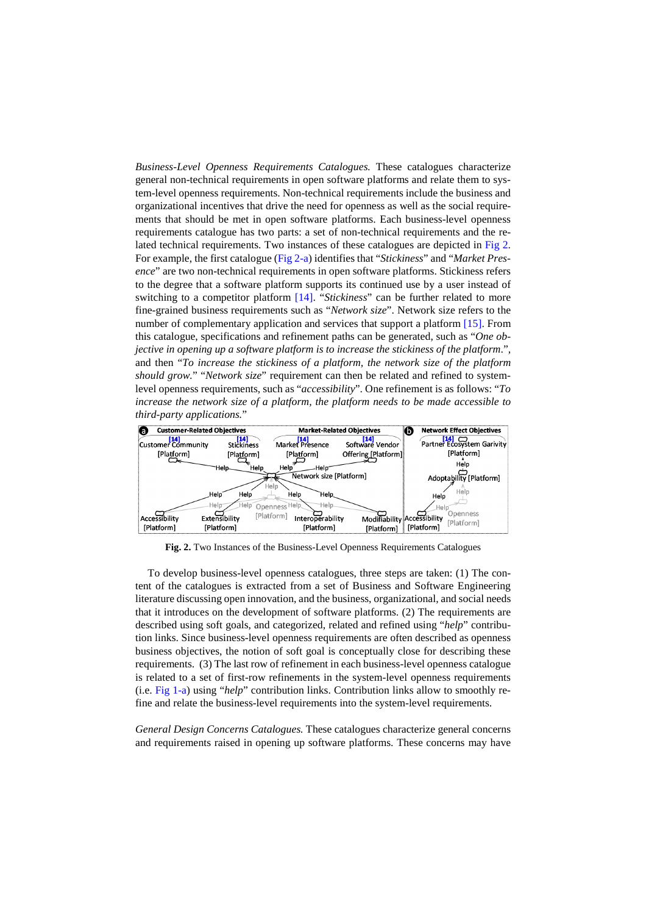*Business-Level Openness Requirements Catalogues.* These catalogues characterize general non-technical requirements in open software platforms and relate them to system-level openness requirements. Non-technical requirements include the business and organizational incentives that drive the need for openness as well as the social requirements that should be met in open software platforms. Each business-level openness requirements catalogue has two parts: a set of non-technical requirements and the related technical requirements. Two instances of these catalogues are depicted in Fig 2. For example, the first catalogue (Fig 2-a) identifies that "*Stickiness*" and "*Market Presence*" are two non-technical requirements in open software platforms. Stickiness refers to the degree that a software platform supports its continued use by a user instead of switching to a competitor platform [14]. "*Stickiness*" can be further related to more fine-grained business requirements such as "*Network size*". Network size refers to the number of complementary application and services that support a platform [15]. From this catalogue, specifications and refinement paths can be generated, such as "*One objective in opening up a software platform is to increase the stickiness of the platform.*", and then "*To increase the stickiness of a platform, the network size of the platform should grow.*" "*Network size*" requirement can then be related and refined to system-level openness requirements, such as "*accessibility*". One refinement is as follows: "*To increase the network size of a platform, the platform needs to be made accessible to third-party applications.*"

**Fig. 2.** Two Instances of the Business-Level Openness Requirements Catalogues

To develop business-level openness catalogues, three steps are taken: (1) The content of the catalogues is extracted from a set of Business and Software Engineering literature discussing open innovation, and the business, organizational, and social needs that it introduces on the development of software platforms. (2) The requirements are described using soft goals, and categorized, related and refined using "*help*" contribution links. Since business-level openness requirements are often described as openness business objectives, the notion of soft goal is conceptually close for describing these requirements. (3) The last row of refinement in each business-level openness catalogue is related to a set of first-row refinements in the system-level openness requirements (i.e. Fig 1-a) using "*help*" contribution links. Contribution links allow to smoothly refine and relate the business-level requirements into the system-level requirements.

*General Design Concerns Catalogues.* These catalogues characterize general concerns and requirements raised in opening up software platforms. These concerns may have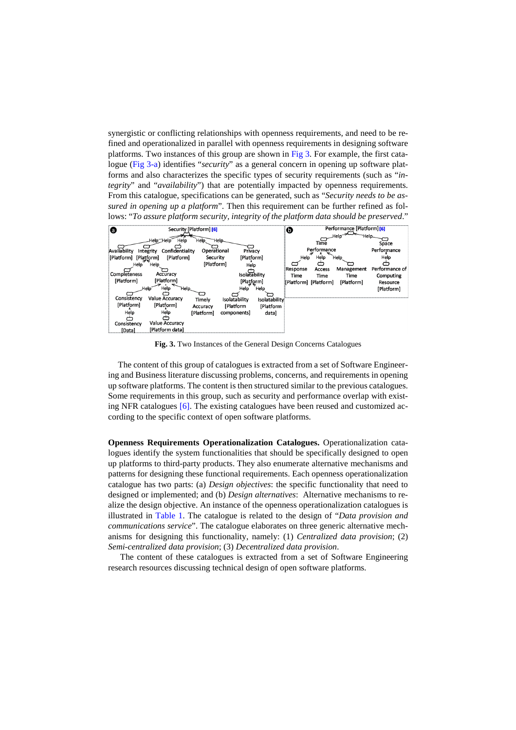synergistic or conflicting relationships with openness requirements, and need to be refined and operationalized in parallel with openness requirements in designing software platforms. Two instances of this group are shown in Fig 3. For example, the first catalogue (Fig 3-a) identifies "*security*" as a general concern in opening up software platforms and also characterizes the specific types of security requirements (such as "*integrity*" and "*availability*") that are potentially impacted by openness requirements. From this catalogue, specifications can be generated, such as "*Security needs to be assured in opening up a platform*". Then this requirement can be further refined as follows: "*To assure platform security, integrity of the platform data should be preserved*."

**Fig. 3.** Two Instances of the General Design Concerns Catalogues

The content of this group of catalogues is extracted from a set of Software Engineering and Business literature discussing problems, concerns, and requirements in opening up software platforms. The content is then structured similar to the previous catalogues. Some requirements in this group, such as security and performance overlap with existing NFR catalogues [6]. The existing catalogues have been reused and customized according to the specific context of open software platforms.

**Openness Requirements Operationalization Catalogues.** Operationalization catalogues identify the system functionalities that should be specifically designed to open up platforms to third-party products. They also enumerate alternative mechanisms and patterns for designing these functional requirements. Each openness operationalization catalogue has two parts: (a) *Design objectives*: the specific functionality that need to designed or implemented; and (b) *Design alternatives*: Alternative mechanisms to realize the design objective. An instance of the openness operationalization catalogues is illustrated in Table 1. The catalogue is related to the design of "*Data provision and communications service*". The catalogue elaborates on three generic alternative mechanisms for designing this functionality, namely: (1) *Centralized data provision*; (2) *Semi-centralized data provision*; (3) *Decentralized data provision*.

The content of these catalogues is extracted from a set of Software Engineering research resources discussing technical design of open software platforms.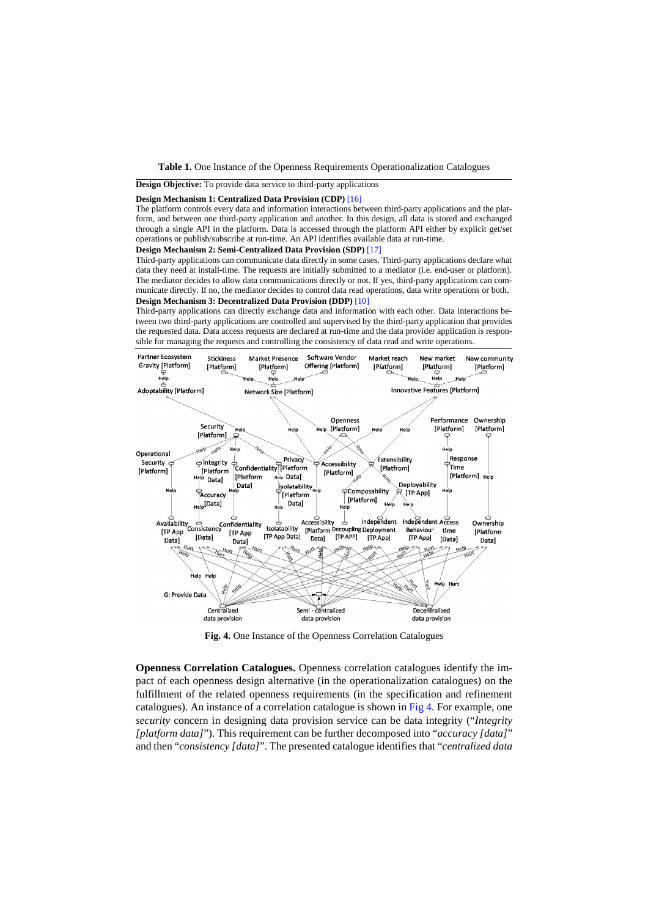**Table 1.** One Instance of the Openness Requirements Operationalization Catalogues

**Design Objective:** To provide data service to third-party applications

**Design Mechanism 1: Centralized Data Provision (CDP)** [16]

The platform controls every data and information interactions between third-party applications and the platform, and between one third-party application and another. In this design, all data is stored and exchanged through a single API in the platform. Data is accessed through the platform API either by explicit get/set operations or publish/subscribe at run-time. An API identifies available data at run-time.

**Design Mechanism 2: Semi-Centralized Data Provision (SDP)** [17]

Third-party applications can communicate data directly in some cases. Third-party applications declare what data they need at install-time. The requests are initially submitted to a mediator (i.e. end-user or platform). The mediator decides to allow data communications directly or not. If yes, third-party applications can communicate directly. If no, the mediator decides to control data read operations, data write operations or both.

**Design Mechanism 3: Decentralized Data Provision (DDP)** [10]

Third-party applications can directly exchange data and information with each other. Data interactions between two third-party applications are controlled and supervised by the third-party application that provides the requested data. Data access requests are declared at run-time and the data provider application is responsible for managing the requests and controlling the consistency of data read and write operations.

**Fig. 4.** One Instance of the Openness Correlation Catalogues

**Openness Correlation Catalogues.** Openness correlation catalogues identify the impact of each openness design alternative (in the operationalization catalogues) on the fulfillment of the related openness requirements (in the specification and refinement catalogues). An instance of a correlation catalogue is shown in Fig 4. For example, one *security* concern in designing data provision service can be data integrity ("*Integrity [platform data]*"). This requirement can be further decomposed into "*accuracy [data]*" and then "*consistency [data]*". The presented catalogue identifies that "*centralized data*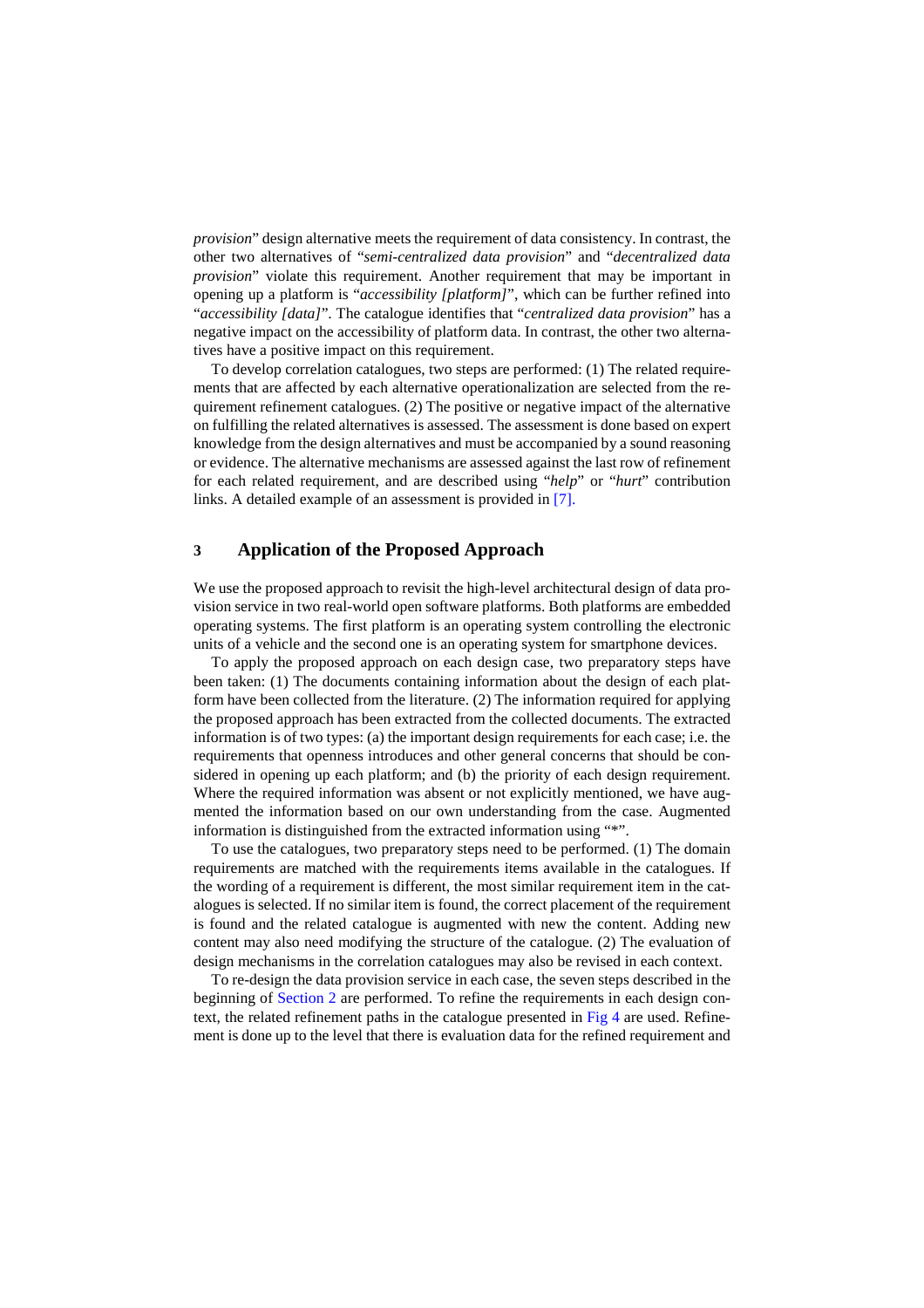*provision*" design alternative meets the requirement of data consistency. In contrast, the other two alternatives of "*semi-centralized data provision*" and "*decentralized data provision*" violate this requirement. Another requirement that may be important in opening up a platform is "*accessibility [platform]*", which can be further refined into "*accessibility [data]*". The catalogue identifies that "*centralized data provision*" has a negative impact on the accessibility of platform data. In contrast, the other two alternatives have a positive impact on this requirement.

To develop correlation catalogues, two steps are performed: (1) The related requirements that are affected by each alternative operationalization are selected from the requirement refinement catalogues. (2) The positive or negative impact of the alternative on fulfilling the related alternatives is assessed. The assessment is done based on expert knowledge from the design alternatives and must be accompanied by a sound reasoning or evidence. The alternative mechanisms are assessed against the last row of refinement for each related requirement, and are described using "*help*" or "*hurt*" contribution links. A detailed example of an assessment is provided in [7].

## 3 Application of the Proposed Approach

We use the proposed approach to revisit the high-level architectural design of data provision service in two real-world open software platforms. Both platforms are embedded operating systems. The first platform is an operating system controlling the electronic units of a vehicle and the second one is an operating system for smartphone devices.

To apply the proposed approach on each design case, two preparatory steps have been taken: (1) The documents containing information about the design of each platform have been collected from the literature. (2) The information required for applying the proposed approach has been extracted from the collected documents. The extracted information is of two types: (a) the important design requirements for each case; i.e. the requirements that openness introduces and other general concerns that should be considered in opening up each platform; and (b) the priority of each design requirement. Where the required information was absent or not explicitly mentioned, we have augmented the information based on our own understanding from the case. Augmented information is distinguished from the extracted information using "*".

To use the catalogues, two preparatory steps need to be performed. (1) The domain requirements are matched with the requirements items available in the catalogues. If the wording of a requirement is different, the most similar requirement item in the catalogues is selected. If no similar item is found, the correct placement of the requirement is found and the related catalogue is augmented with new the content. Adding new content may also need modifying the structure of the catalogue. (2) The evaluation of design mechanisms in the correlation catalogues may also be revised in each context.

To re-design the data provision service in each case, the seven steps described in the beginning of Section 2 are performed. To refine the requirements in each design context, the related refinement paths in the catalogue presented in Fig 4 are used. Refinement is done up to the level that there is evaluation data for the refined requirement and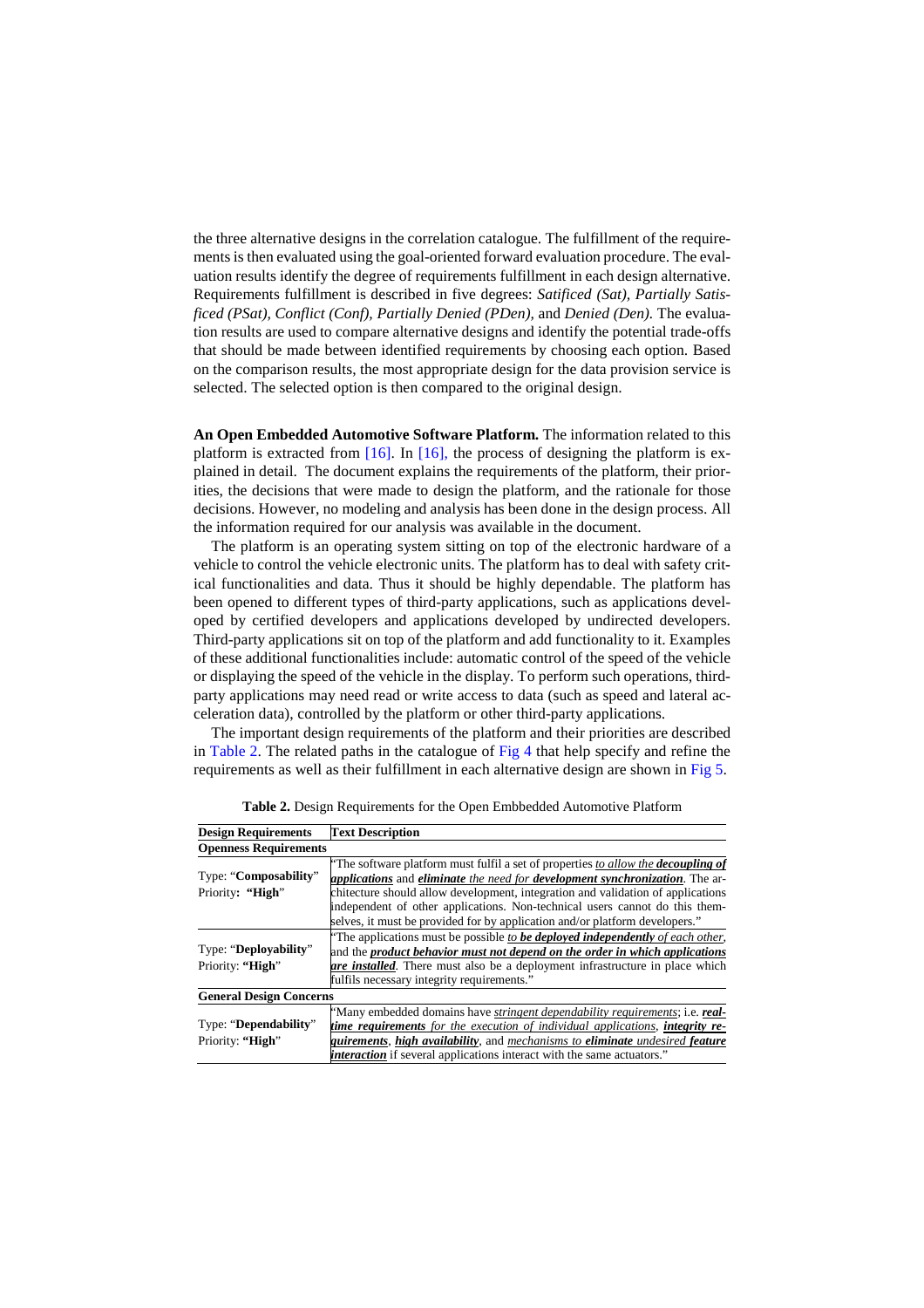the three alternative designs in the correlation catalogue. The fulfillment of the requirements is then evaluated using the goal-oriented forward evaluation procedure. The evaluation results identify the degree of requirements fulfillment in each design alternative. Requirements fulfillment is described in five degrees: *Satificed (Sat), Partially Satisficed (PSat), Conflict (Conf), Partially Denied (PDen),* and *Denied (Den).* The evaluation results are used to compare alternative designs and identify the potential trade-offs that should be made between identified requirements by choosing each option. Based on the comparison results, the most appropriate design for the data provision service is selected. The selected option is then compared to the original design.

**An Open Embedded Automotive Software Platform.** The information related to this platform is extracted from [16]. In [16], the process of designing the platform is explained in detail. The document explains the requirements of the platform, their priorities, the decisions that were made to design the platform, and the rationale for those decisions. However, no modeling and analysis has been done in the design process. All the information required for our analysis was available in the document.

The platform is an operating system sitting on top of the electronic hardware of a vehicle to control the vehicle electronic units. The platform has to deal with safety critical functionalities and data. Thus it should be highly dependable. The platform has been opened to different types of third-party applications, such as applications developed by certified developers and applications developed by undirected developers. Third-party applications sit on top of the platform and add functionality to it. Examples of these additional functionalities include: automatic control of the speed of the vehicle or displaying the speed of the vehicle in the display. To perform such operations, third-party applications may need read or write access to data (such as speed and lateral acceleration data), controlled by the platform or other third-party applications.

The important design requirements of the platform and their priorities are described in Table 2. The related paths in the catalogue of Fig 4 that help specify and refine the requirements as well as their fulfillment in each alternative design are shown in Fig 5.

**Table 2.** Design Requirements for the Open Embbedded Automotive Platform

| **Design Requirements** | **Text Description** |
|---|---|
| **Openness Requirements** | |
| Type: "**Composability**" Priority: "**High**" | "The software platform must fulfil a set of properties *to allow the **decoupling of applications*** and ***eliminate** the need for **development synchronization***. The architecture should allow development, integration and validation of applications independent of other applications. Non-technical users cannot do this themselves, it must be provided for by application and/or platform developers." |
| Type: "**Deployability**" Priority: "**High**" | "The applications must be possible *to **be deployed independently** of each other*, and the ***product behavior must not depend on the order in which applications are installed***. There must also be a deployment infrastructure in place which fulfils necessary integrity requirements." |
| **General Design Concerns** | |
| Type: "**Dependability**" Priority: "**High**" | "Many embedded domains have *stringent dependability requirements*; i.e. ***real-time requirements** for the execution of individual applications*, ***integrity requirements***, ***high availability***, and *mechanisms to **eliminate** undesired **feature interaction*** if several applications interact with the same actuators." |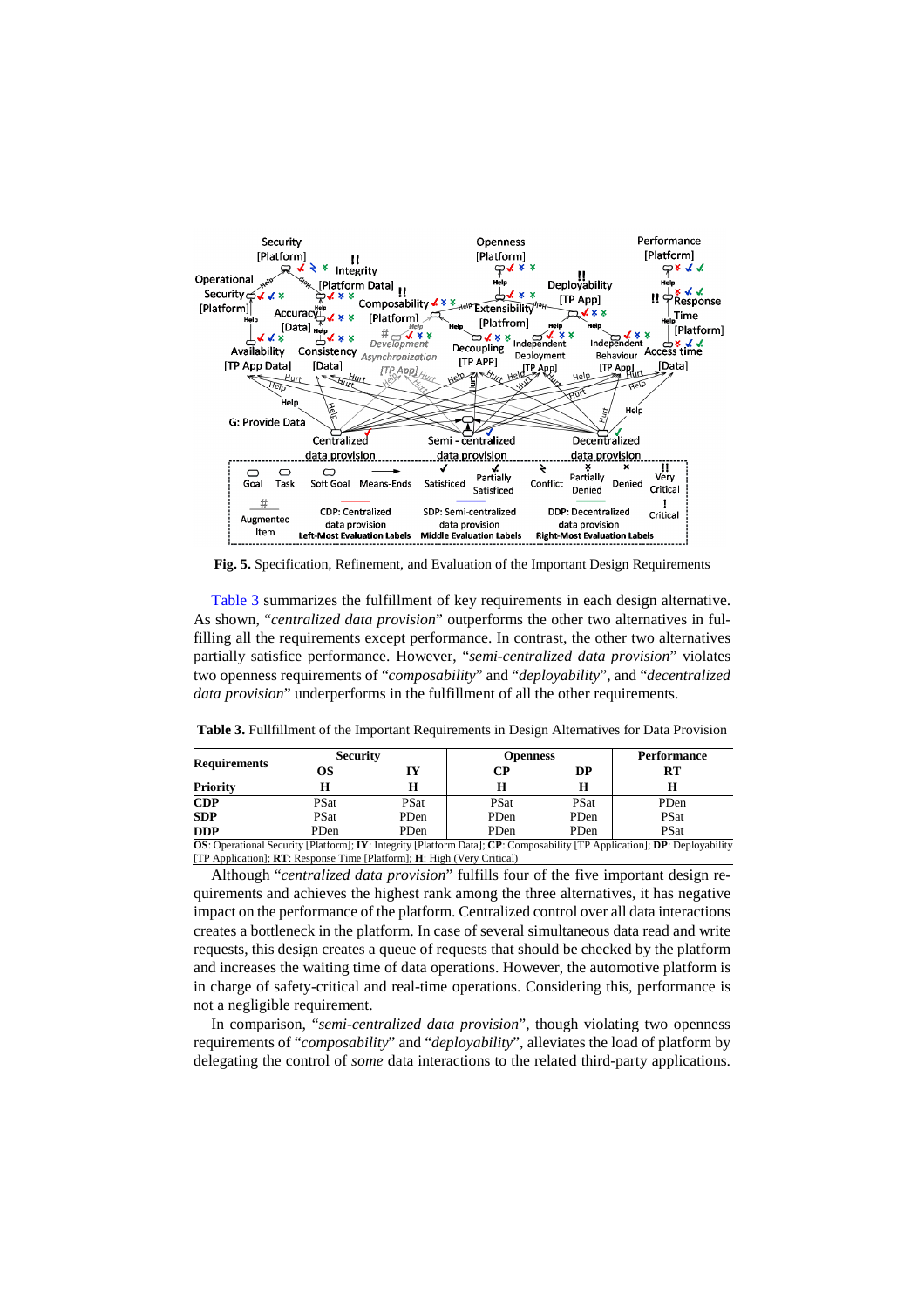**Fig. 5.** Specification, Refinement, and Evaluation of the Important Design Requirements

Table 3 summarizes the fulfillment of key requirements in each design alternative. As shown, "*centralized data provision*" outperforms the other two alternatives in fulfilling all the requirements except performance. In contrast, the other two alternatives partially satisfice performance. However, "*semi-centralized data provision*" violates two openness requirements of "*composability*" and "*deployability*", and "*decentralized data provision*" underperforms in the fulfillment of all the other requirements.

**Table 3.** Fullfillment of the Important Requirements in Design Alternatives for Data Provision

| **Requirements** | **Security** | | **Openness** | | **Performance** |
|---|---|---|---|---|---|
| | **OS** | **IY** | **CP** | **DP** | **RT** |
| **Priority** | **H** | **H** | **H** | **H** | **H** |
| **CDP** | PSat | PSat | PSat | PSat | PDen |
| **SDP** | PSat | PDen | PDen | PDen | PSat |
| **DDP** | PDen | PDen | PDen | PDen | PSat |

**OS**: Operational Security [Platform]; **IY**: Integrity [Platform Data]; **CP**: Composability [TP Application]; **DP**: Deployability [TP Application]; **RT**: Response Time [Platform]; **H**: High (Very Critical)

Although "*centralized data provision*" fulfills four of the five important design requirements and achieves the highest rank among the three alternatives, it has negative impact on the performance of the platform. Centralized control over all data interactions creates a bottleneck in the platform. In case of several simultaneous data read and write requests, this design creates a queue of requests that should be checked by the platform and increases the waiting time of data operations. However, the automotive platform is in charge of safety-critical and real-time operations. Considering this, performance is not a negligible requirement.

In comparison, "*semi-centralized data provision*", though violating two openness requirements of "*composability*" and "*deployability*", alleviates the load of platform by delegating the control of *some* data interactions to the related third-party applications.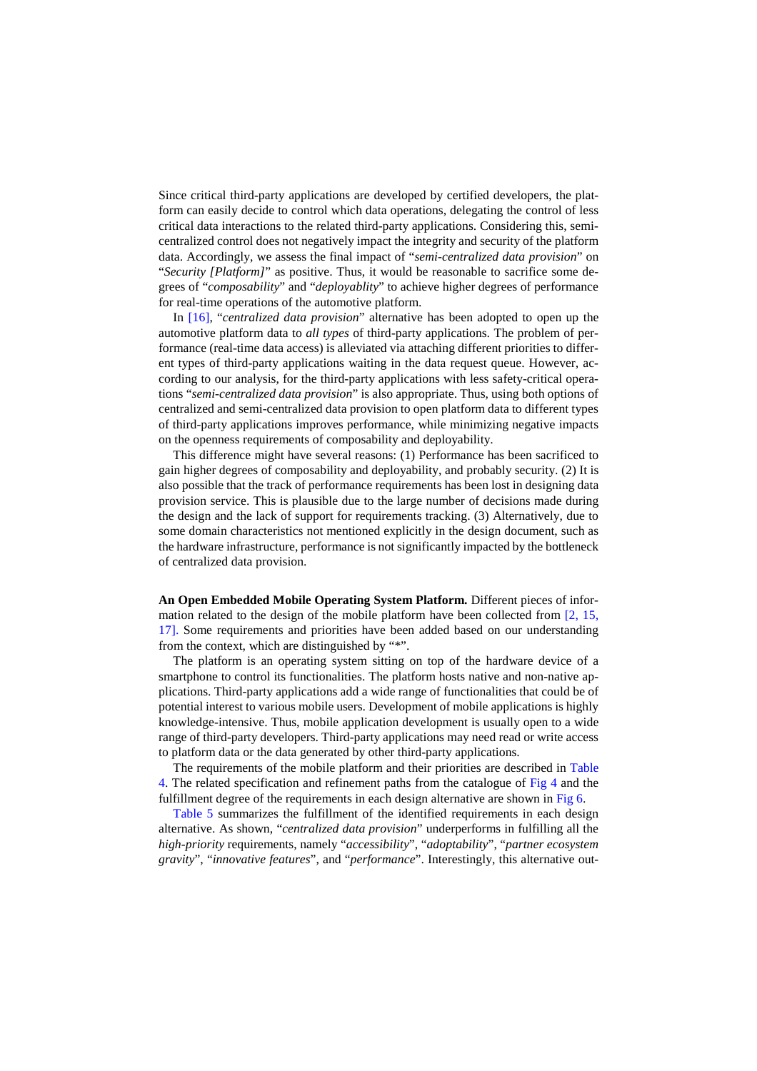Since critical third-party applications are developed by certified developers, the platform can easily decide to control which data operations, delegating the control of less critical data interactions to the related third-party applications. Considering this, semi-centralized control does not negatively impact the integrity and security of the platform data. Accordingly, we assess the final impact of "*semi-centralized data provision*" on "*Security [Platform]*" as positive. Thus, it would be reasonable to sacrifice some degrees of "*composability*" and "*deployablity*" to achieve higher degrees of performance for real-time operations of the automotive platform.

In [16], "*centralized data provision*" alternative has been adopted to open up the automotive platform data to *all types* of third-party applications. The problem of performance (real-time data access) is alleviated via attaching different priorities to different types of third-party applications waiting in the data request queue. However, according to our analysis, for the third-party applications with less safety-critical operations "*semi-centralized data provision*" is also appropriate. Thus, using both options of centralized and semi-centralized data provision to open platform data to different types of third-party applications improves performance, while minimizing negative impacts on the openness requirements of composability and deployability.

This difference might have several reasons: (1) Performance has been sacrificed to gain higher degrees of composability and deployability, and probably security. (2) It is also possible that the track of performance requirements has been lost in designing data provision service. This is plausible due to the large number of decisions made during the design and the lack of support for requirements tracking. (3) Alternatively, due to some domain characteristics not mentioned explicitly in the design document, such as the hardware infrastructure, performance is not significantly impacted by the bottleneck of centralized data provision.

**An Open Embedded Mobile Operating System Platform.** Different pieces of information related to the design of the mobile platform have been collected from [2, 15, 17]. Some requirements and priorities have been added based on our understanding from the context, which are distinguished by "*".

The platform is an operating system sitting on top of the hardware device of a smartphone to control its functionalities. The platform hosts native and non-native applications. Third-party applications add a wide range of functionalities that could be of potential interest to various mobile users. Development of mobile applications is highly knowledge-intensive. Thus, mobile application development is usually open to a wide range of third-party developers. Third-party applications may need read or write access to platform data or the data generated by other third-party applications.

The requirements of the mobile platform and their priorities are described in Table 4. The related specification and refinement paths from the catalogue of Fig 4 and the fulfillment degree of the requirements in each design alternative are shown in Fig 6.

Table 5 summarizes the fulfillment of the identified requirements in each design alternative. As shown, "*centralized data provision*" underperforms in fulfilling all the *high-priority* requirements, namely "*accessibility*", "*adoptability*", "*partner ecosystem gravity*", "*innovative features*", and "*performance*". Interestingly, this alternative out-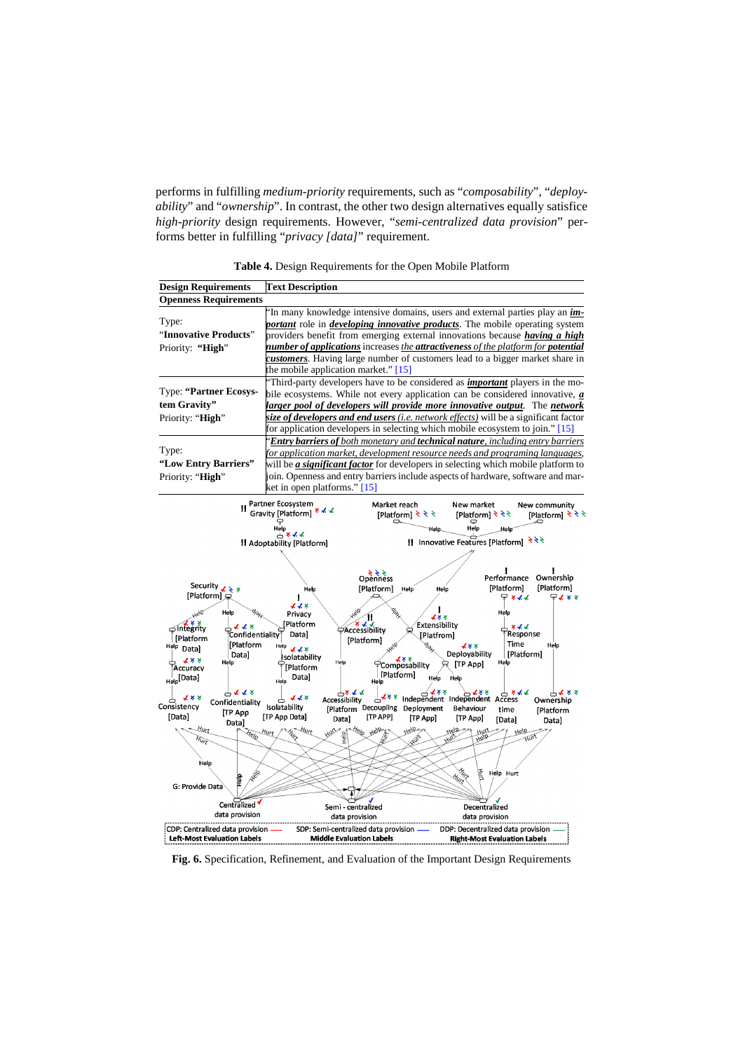performs in fulfilling *medium-priority* requirements, such as "*composability*", "*deployability*" and "*ownership*". In contrast, the other two design alternatives equally satisfice *high-priority* design requirements. However, "*semi-centralized data provision*" performs better in fulfilling "*privacy [data]*" requirement.

**Table 4.** Design Requirements for the Open Mobile Platform

| Design Requirements | Text Description |
|---|---|
| **Openness Requirements** | |
| Type: "**Innovative Products**" Priority: "**High**" | "In many knowledge intensive domains, users and external parties play an ***important*** role in ***developing innovative products***. The mobile operating system providers benefit from emerging external innovations because ***having a high number of applications*** increases *the **attractiveness** of the platform for **potential customers***. Having large number of customers lead to a bigger market share in the mobile application market." [15] |
| Type: **"Partner Ecosystem Gravity"** Priority: "**High**" | "Third-party developers have to be considered as ***important*** players in the mobile ecosystems. While not every application can be considered innovative, ***a larger pool of developers will provide more innovative output***. The ***network size of developers and end users*** *(i.e. network effects)* will be a significant factor for application developers in selecting which mobile ecosystem to join." [15] |
| Type: **"Low Entry Barriers"** Priority: "**High**" | "***Entry barriers of*** *both monetary and **technical nature**, including entry barriers for application market, development resource needs and programing languages*, will be ***a significant factor*** for developers in selecting which mobile platform to join. Openness and entry barriers include aspects of hardware, software and market in open platforms." [15] |

**Fig. 6.** Specification, Refinement, and Evaluation of the Important Design Requirements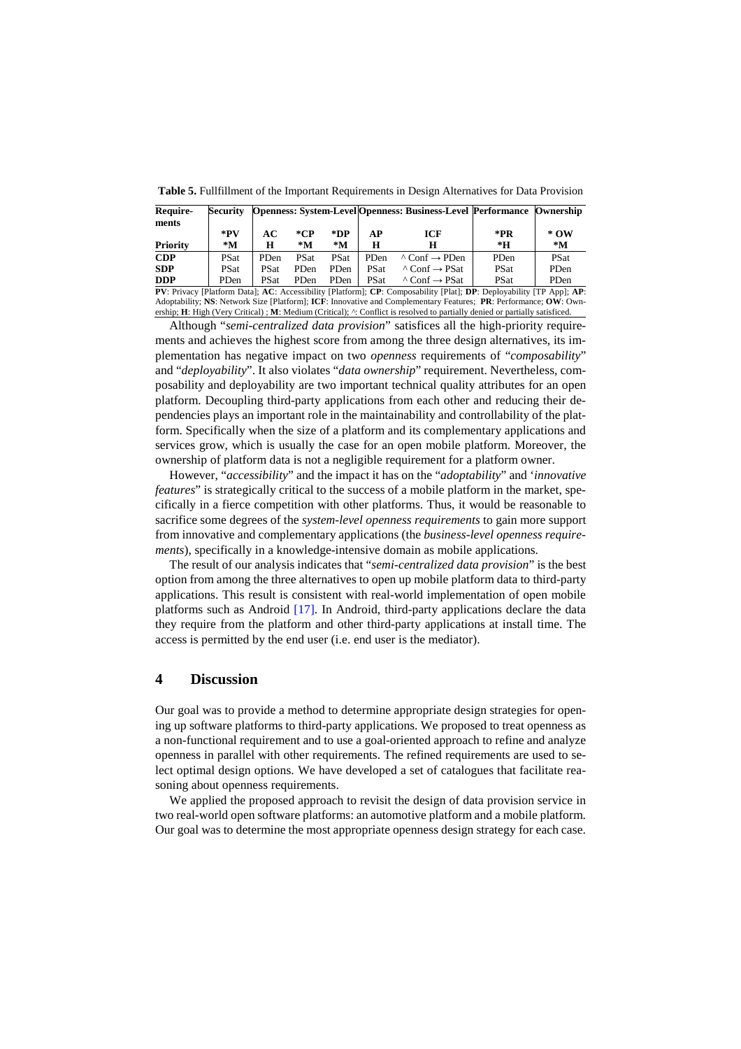**Table 5.** Fullfillment of the Important Requirements in Design Alternatives for Data Provision

| Require-ments | Security | Openness: System-Level | | | Openness: Business-Level | | Performance | Ownership |
|---|---|---|---|---|---|---|---|---|
| | *PV | AC | *CP | *DP | AP | ICF | *PR | * OW |
| **Priority** | *M | H | *M | *M | H | H | *H | *M |
| **CDP** | PSat | PDen | PSat | PSat | PDen | ^ Conf → PDen | PDen | PSat |
| **SDP** | PSat | PSat | PDen | PDen | PSat | ^ Conf → PSat | PSat | PDen |
| **DDP** | PDen | PSat | PDen | PDen | PSat | ^ Conf → PSat | PSat | PDen |

**PV**: Privacy [Platform Data]; **AC**: Accessibility [Platform]; **CP**: Composability [Plat]; **DP**: Deployability [TP App]; **AP**: Adoptability; **NS**: Network Size [Platform]; **ICF**: Innovative and Complementary Features; **PR**: Performance; **OW**: Ownership; **H**: High (Very Critical) ; **M**: Medium (Critical); ^: Conflict is resolved to partially denied or partially satisficed.

Although "*semi-centralized data provision*" satisfices all the high-priority requirements and achieves the highest score from among the three design alternatives, its implementation has negative impact on two *openness* requirements of "*composability*" and "*deployability*". It also violates "*data ownership*" requirement. Nevertheless, composability and deployability are two important technical quality attributes for an open platform. Decoupling third-party applications from each other and reducing their dependencies plays an important role in the maintainability and controllability of the platform. Specifically when the size of a platform and its complementary applications and services grow, which is usually the case for an open mobile platform. Moreover, the ownership of platform data is not a negligible requirement for a platform owner.

However, "*accessibility*" and the impact it has on the "*adoptability*" and '*innovative features*" is strategically critical to the success of a mobile platform in the market, specifically in a fierce competition with other platforms. Thus, it would be reasonable to sacrifice some degrees of the *system-level openness requirements* to gain more support from innovative and complementary applications (the *business-level openness requirements*), specifically in a knowledge-intensive domain as mobile applications.

The result of our analysis indicates that "*semi-centralized data provision*" is the best option from among the three alternatives to open up mobile platform data to third-party applications. This result is consistent with real-world implementation of open mobile platforms such as Android [17]. In Android, third-party applications declare the data they require from the platform and other third-party applications at install time. The access is permitted by the end user (i.e. end user is the mediator).

## 4 Discussion

Our goal was to provide a method to determine appropriate design strategies for opening up software platforms to third-party applications. We proposed to treat openness as a non-functional requirement and to use a goal-oriented approach to refine and analyze openness in parallel with other requirements. The refined requirements are used to select optimal design options. We have developed a set of catalogues that facilitate reasoning about openness requirements.

We applied the proposed approach to revisit the design of data provision service in two real-world open software platforms: an automotive platform and a mobile platform. Our goal was to determine the most appropriate openness design strategy for each case.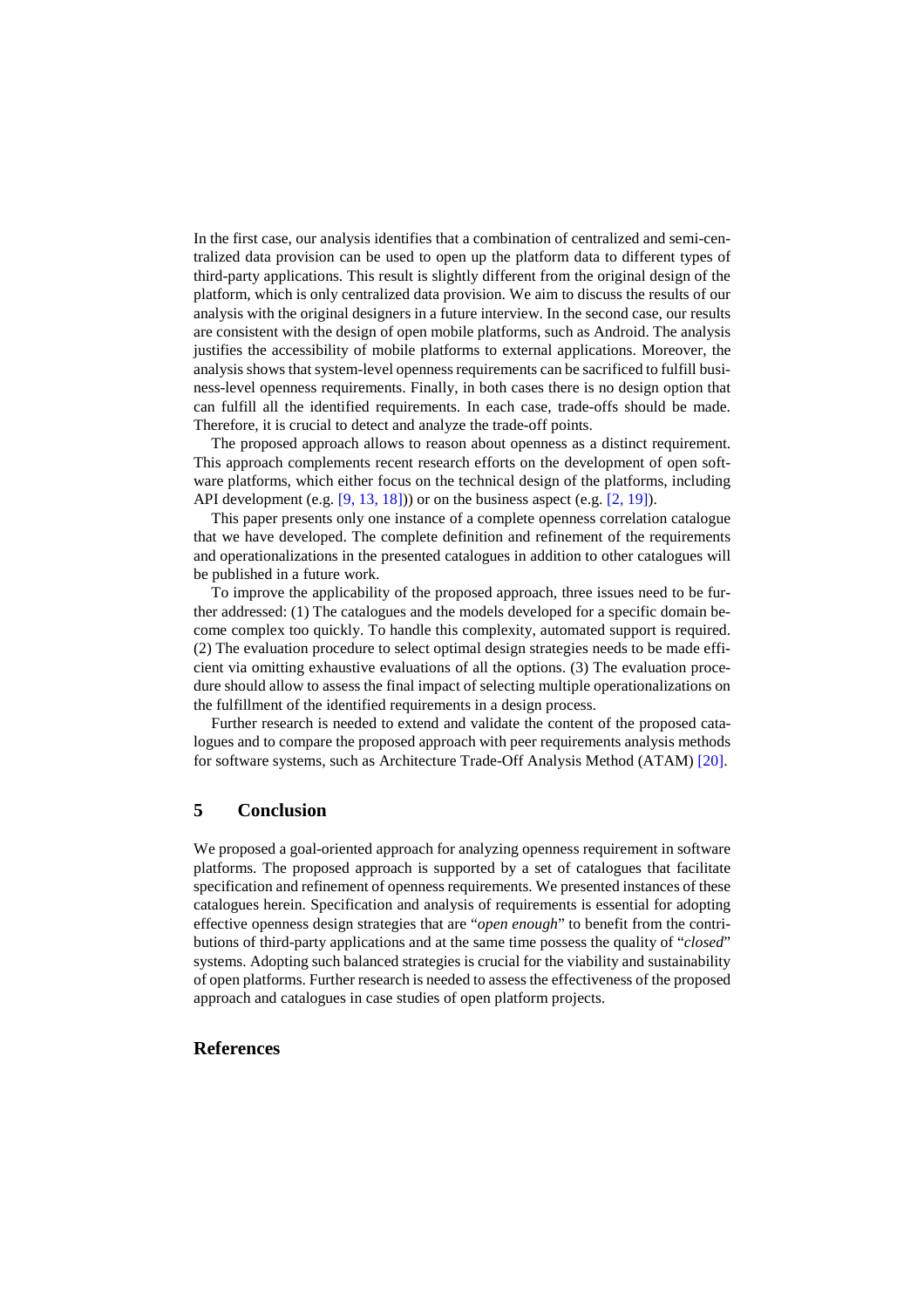In the first case, our analysis identifies that a combination of centralized and semi-centralized data provision can be used to open up the platform data to different types of third-party applications. This result is slightly different from the original design of the platform, which is only centralized data provision. We aim to discuss the results of our analysis with the original designers in a future interview. In the second case, our results are consistent with the design of open mobile platforms, such as Android. The analysis justifies the accessibility of mobile platforms to external applications. Moreover, the analysis shows that system-level openness requirements can be sacrificed to fulfill business-level openness requirements. Finally, in both cases there is no design option that can fulfill all the identified requirements. In each case, trade-offs should be made. Therefore, it is crucial to detect and analyze the trade-off points.

The proposed approach allows to reason about openness as a distinct requirement. This approach complements recent research efforts on the development of open software platforms, which either focus on the technical design of the platforms, including API development (e.g. [9, 13, 18])) or on the business aspect (e.g. [2, 19]).

This paper presents only one instance of a complete openness correlation catalogue that we have developed. The complete definition and refinement of the requirements and operationalizations in the presented catalogues in addition to other catalogues will be published in a future work.

To improve the applicability of the proposed approach, three issues need to be further addressed: (1) The catalogues and the models developed for a specific domain become complex too quickly. To handle this complexity, automated support is required. (2) The evaluation procedure to select optimal design strategies needs to be made efficient via omitting exhaustive evaluations of all the options. (3) The evaluation procedure should allow to assess the final impact of selecting multiple operationalizations on the fulfillment of the identified requirements in a design process.

Further research is needed to extend and validate the content of the proposed catalogues and to compare the proposed approach with peer requirements analysis methods for software systems, such as Architecture Trade-Off Analysis Method (ATAM) [20].

## 5 Conclusion

We proposed a goal-oriented approach for analyzing openness requirement in software platforms. The proposed approach is supported by a set of catalogues that facilitate specification and refinement of openness requirements. We presented instances of these catalogues herein. Specification and analysis of requirements is essential for adopting effective openness design strategies that are "*open enough*" to benefit from the contributions of third-party applications and at the same time possess the quality of "*closed*" systems. Adopting such balanced strategies is crucial for the viability and sustainability of open platforms. Further research is needed to assess the effectiveness of the proposed approach and catalogues in case studies of open platform projects.

## References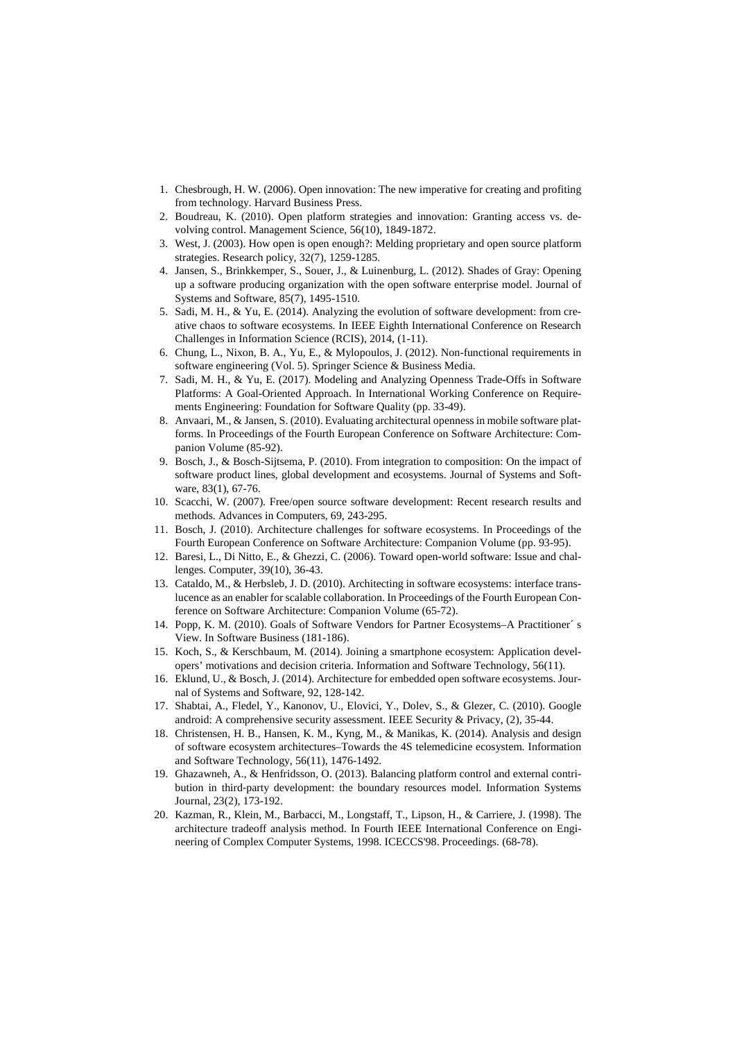1. Chesbrough, H. W. (2006). Open innovation: The new imperative for creating and profiting from technology. Harvard Business Press.
2. Boudreau, K. (2010). Open platform strategies and innovation: Granting access vs. devolving control. Management Science, 56(10), 1849-1872.
3. West, J. (2003). How open is open enough?: Melding proprietary and open source platform strategies. Research policy, 32(7), 1259-1285.
4. Jansen, S., Brinkkemper, S., Souer, J., & Luinenburg, L. (2012). Shades of Gray: Opening up a software producing organization with the open software enterprise model. Journal of Systems and Software, 85(7), 1495-1510.
5. Sadi, M. H., & Yu, E. (2014). Analyzing the evolution of software development: from creative chaos to software ecosystems. In IEEE Eighth International Conference on Research Challenges in Information Science (RCIS), 2014, (1-11).
6. Chung, L., Nixon, B. A., Yu, E., & Mylopoulos, J. (2012). Non-functional requirements in software engineering (Vol. 5). Springer Science & Business Media.
7. Sadi, M. H., & Yu, E. (2017). Modeling and Analyzing Openness Trade-Offs in Software Platforms: A Goal-Oriented Approach. In International Working Conference on Requirements Engineering: Foundation for Software Quality (pp. 33-49).
8. Anvaari, M., & Jansen, S. (2010). Evaluating architectural openness in mobile software platforms. In Proceedings of the Fourth European Conference on Software Architecture: Companion Volume (85-92).
9. Bosch, J., & Bosch-Sijtsema, P. (2010). From integration to composition: On the impact of software product lines, global development and ecosystems. Journal of Systems and Software, 83(1), 67-76.
10. Scacchi, W. (2007). Free/open source software development: Recent research results and methods. Advances in Computers, 69, 243-295.
11. Bosch, J. (2010). Architecture challenges for software ecosystems. In Proceedings of the Fourth European Conference on Software Architecture: Companion Volume (pp. 93-95).
12. Baresi, L., Di Nitto, E., & Ghezzi, C. (2006). Toward open-world software: Issue and challenges. Computer, 39(10), 36-43.
13. Cataldo, M., & Herbsleb, J. D. (2010). Architecting in software ecosystems: interface translucence as an enabler for scalable collaboration. In Proceedings of the Fourth European Conference on Software Architecture: Companion Volume (65-72).
14. Popp, K. M. (2010). Goals of Software Vendors for Partner Ecosystems–A Practitioner´ s View. In Software Business (181-186).
15. Koch, S., & Kerschbaum, M. (2014). Joining a smartphone ecosystem: Application developers' motivations and decision criteria. Information and Software Technology, 56(11).
16. Eklund, U., & Bosch, J. (2014). Architecture for embedded open software ecosystems. Journal of Systems and Software, 92, 128-142.
17. Shabtai, A., Fledel, Y., Kanonov, U., Elovici, Y., Dolev, S., & Glezer, C. (2010). Google android: A comprehensive security assessment. IEEE Security & Privacy, (2), 35-44.
18. Christensen, H. B., Hansen, K. M., Kyng, M., & Manikas, K. (2014). Analysis and design of software ecosystem architectures–Towards the 4S telemedicine ecosystem. Information and Software Technology, 56(11), 1476-1492.
19. Ghazawneh, A., & Henfridsson, O. (2013). Balancing platform control and external contribution in third‐party development: the boundary resources model. Information Systems Journal, 23(2), 173-192.
20. Kazman, R., Klein, M., Barbacci, M., Longstaff, T., Lipson, H., & Carriere, J. (1998). The architecture tradeoff analysis method. In Fourth IEEE International Conference on Engineering of Complex Computer Systems, 1998. ICECCS'98. Proceedings. (68-78).